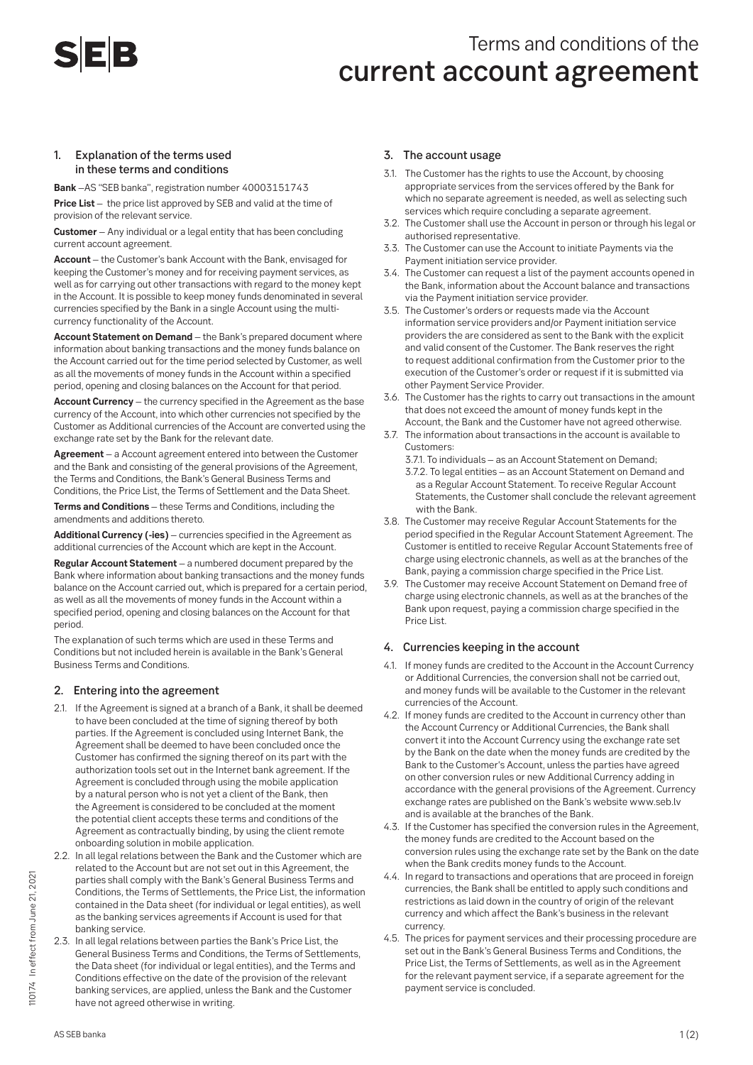# Terms and conditions of the current account agreement

## 1. Explanation of the terms used in these terms and conditions

**Bank** –AS "SEB banka", registration number 40003151743

**Price List** – the price list approved by SEB and valid at the time of provision of the relevant service.

**Customer** – Any individual or a legal entity that has been concluding current account agreement.

**Account** – the Customer's bank Account with the Bank, envisaged for keeping the Customer's money and for receiving payment services, as well as for carrying out other transactions with regard to the money kept in the Account. It is possible to keep money funds denominated in several currencies specified by the Bank in a single Account using the multi-currency functionality of the Account.

**Account Statement on Demand** – the Bank's prepared document where information about banking transactions and the money funds balance on the Account carried out for the time period selected by Customer, as well as all the movements of money funds in the Account within a specified period, opening and closing balances on the Account for that period.

**Account Currency** – the currency specified in the Agreement as the base currency of the Account, into which other currencies not specified by the Customer as Additional currencies of the Account are converted using the exchange rate set by the Bank for the relevant date.

**Agreement** – a Account agreement entered into between the Customer and the Bank and consisting of the general provisions of the Agreement, the Terms and Conditions, the Bank's General Business Terms and Conditions, the Price List, the Terms of Settlement and the Data Sheet.

**Terms and Conditions** – these Terms and Conditions, including the amendments and additions thereto.

**Additional Currency (-ies)** – currencies specified in the Agreement as additional currencies of the Account which are kept in the Account.

**Regular Account Statement** – a numbered document prepared by the Bank where information about banking transactions and the money funds balance on the Account carried out, which is prepared for a certain period, as well as all the movements of money funds in the Account within a specified period, opening and closing balances on the Account for that period.

The explanation of such terms which are used in these Terms and Conditions but not included herein is available in the Bank's General Business Terms and Conditions.

## 2. Entering into the agreement

2.1. If the Agreement is signed at a branch of a Bank, it shall be deemed to have been concluded at the time of signing thereof by both parties. If the Agreement is concluded using Internet Bank, the Agreement shall be deemed to have been concluded once the Customer has confirmed the signing thereof on its part with the authorization tools set out in the Internet bank agreement. If the Agreement is concluded through using the mobile application by a natural person who is not yet a client of the Bank, then the Agreement is considered to be concluded at the moment the potential client accepts these terms and conditions of the Agreement as contractually binding, by using the client remote onboarding solution in mobile application.

2.2. In all legal relations between the Bank and the Customer which are related to the Account but are not set out in this Agreement, the parties shall comply with the Bank's General Business Terms and Conditions, the Terms of Settlements, the Price List, the information contained in the Data sheet (for individual or legal entities), as well as the banking services agreements if Account is used for that banking service.

2.3. In all legal relations between parties the Bank's Price List, the General Business Terms and Conditions, the Terms of Settlements, the Data sheet (for individual or legal entities), and the Terms and Conditions effective on the date of the provision of the relevant banking services, are applied, unless the Bank and the Customer have not agreed otherwise in writing.

## 3. The account usage

3.1. The Customer has the rights to use the Account, by choosing appropriate services from the services offered by the Bank for which no separate agreement is needed, as well as selecting such services which require concluding a separate agreement.

3.2. The Customer shall use the Account in person or through his legal or authorised representative.

3.3. The Customer can use the Account to initiate Payments via the Payment initiation service provider.

3.4. The Customer can request a list of the payment accounts opened in the Bank, information about the Account balance and transactions via the Payment initiation service provider.

3.5. The Customer's orders or requests made via the Account information service providers and/or Payment initiation service providers the are considered as sent to the Bank with the explicit and valid consent of the Customer. The Bank reserves the right to request additional confirmation from the Customer prior to the execution of the Customer's order or request if it is submitted via other Payment Service Provider.

3.6. The Customer has the rights to carry out transactions in the amount that does not exceed the amount of money funds kept in the Account, the Bank and the Customer have not agreed otherwise.

3.7. The information about transactions in the account is available to Customers:

3.7.1. To individuals – as an Account Statement on Demand;

3.7.2. To legal entities – as an Account Statement on Demand and as a Regular Account Statement. To receive Regular Account Statements, the Customer shall conclude the relevant agreement with the Bank.

3.8. The Customer may receive Regular Account Statements for the period specified in the Regular Account Statement Agreement. The Customer is entitled to receive Regular Account Statements free of charge using electronic channels, as well as at the branches of the Bank, paying a commission charge specified in the Price List.

3.9. The Customer may receive Account Statement on Demand free of charge using electronic channels, as well as at the branches of the Bank upon request, paying a commission charge specified in the Price List.

## 4. Currencies keeping in the account

4.1. If money funds are credited to the Account in the Account Currency or Additional Currencies, the conversion shall not be carried out, and money funds will be available to the Customer in the relevant currencies of the Account.

4.2. If money funds are credited to the Account in currency other than the Account Currency or Additional Currencies, the Bank shall convert it into the Account Currency using the exchange rate set by the Bank on the date when the money funds are credited by the Bank to the Customer's Account, unless the parties have agreed on other conversion rules or new Additional Currency adding in accordance with the general provisions of the Agreement. Currency exchange rates are published on the Bank's website www.seb.lv and is available at the branches of the Bank.

4.3. If the Customer has specified the conversion rules in the Agreement, the money funds are credited to the Account based on the conversion rules using the exchange rate set by the Bank on the date when the Bank credits money funds to the Account.

4.4. In regard to transactions and operations that are proceed in foreign currencies, the Bank shall be entitled to apply such conditions and restrictions as laid down in the country of origin of the relevant currency and which affect the Bank's business in the relevant currency.

4.5. The prices for payment services and their processing procedure are set out in the Bank's General Business Terms and Conditions, the Price List, the Terms of Settlements, as well as in the Agreement for the relevant payment service, if a separate agreement for the payment service is concluded.

110174 In effect from June 21, 2021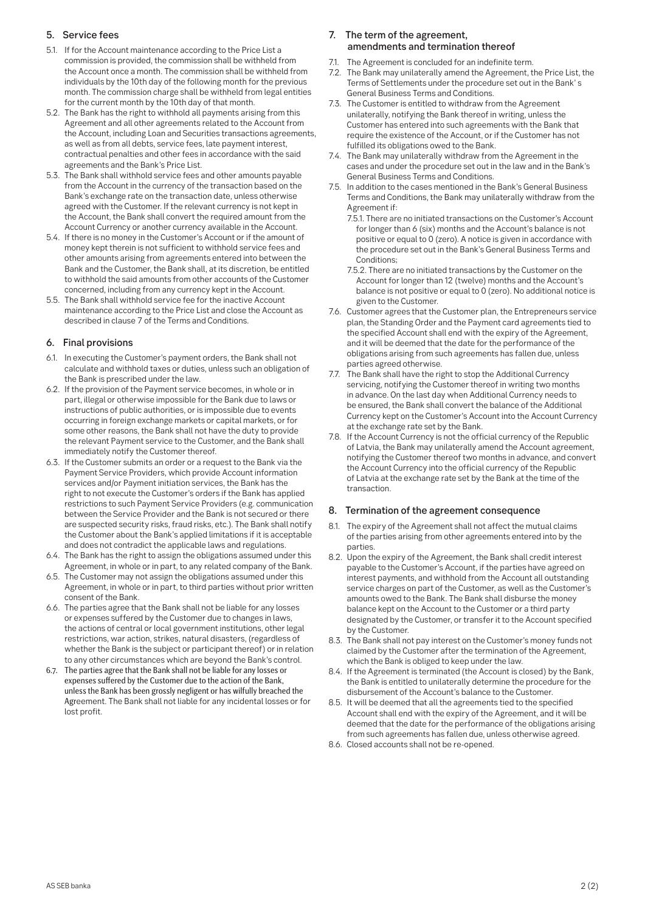## 5. Service fees

5.1. If for the Account maintenance according to the Price List a commission is provided, the commission shall be withheld from the Account once a month. The commission shall be withheld from individuals by the 10th day of the following month for the previous month. The commission charge shall be withheld from legal entities for the current month by the 10th day of that month.

5.2. The Bank has the right to withhold all payments arising from this Agreement and all other agreements related to the Account from the Account, including Loan and Securities transactions agreements, as well as from all debts, service fees, late payment interest, contractual penalties and other fees in accordance with the said agreements and the Bank's Price List.

5.3. The Bank shall withhold service fees and other amounts payable from the Account in the currency of the transaction based on the Bank's exchange rate on the transaction date, unless otherwise agreed with the Customer. If the relevant currency is not kept in the Account, the Bank shall convert the required amount from the Account Currency or another currency available in the Account.

5.4. If there is no money in the Customer's Account or if the amount of money kept therein is not sufficient to withhold service fees and other amounts arising from agreements entered into between the Bank and the Customer, the Bank shall, at its discretion, be entitled to withhold the said amounts from other accounts of the Customer concerned, including from any currency kept in the Account.

5.5. The Bank shall withhold service fee for the inactive Account maintenance according to the Price List and close the Account as described in clause 7 of the Terms and Conditions.

## 6. Final provisions

6.1. In executing the Customer's payment orders, the Bank shall not calculate and withhold taxes or duties, unless such an obligation of the Bank is prescribed under the law.

6.2. If the provision of the Payment service becomes, in whole or in part, illegal or otherwise impossible for the Bank due to laws or instructions of public authorities, or is impossible due to events occurring in foreign exchange markets or capital markets, or for some other reasons, the Bank shall not have the duty to provide the relevant Payment service to the Customer, and the Bank shall immediately notify the Customer thereof.

6.3. If the Customer submits an order or a request to the Bank via the Payment Service Providers, which provide Account information services and/or Payment initiation services, the Bank has the right to not execute the Customer's orders if the Bank has applied restrictions to such Payment Service Providers (e.g. communication between the Service Provider and the Bank is not secured or there are suspected security risks, fraud risks, etc.). The Bank shall notify the Customer about the Bank's applied limitations if it is acceptable and does not contradict the applicable laws and regulations.

6.4. The Bank has the right to assign the obligations assumed under this Agreement, in whole or in part, to any related company of the Bank.

6.5. The Customer may not assign the obligations assumed under this Agreement, in whole or in part, to third parties without prior written consent of the Bank.

6.6. The parties agree that the Bank shall not be liable for any losses or expenses suffered by the Customer due to changes in laws, the actions of central or local government institutions, other legal restrictions, war action, strikes, natural disasters, (regardless of whether the Bank is the subject or participant thereof) or in relation to any other circumstances which are beyond the Bank's control.

6.7. The parties agree that the Bank shall not be liable for any losses or expenses suffered by the Customer due to the action of the Bank, unless the Bank has been grossly negligent or has wilfully breached the Agreement. The Bank shall not liable for any incidental losses or for lost profit.

## 7. The term of the agreement, amendments and termination thereof

7.1. The Agreement is concluded for an indefinite term.

7.2. The Bank may unilaterally amend the Agreement, the Price List, the Terms of Settlements under the procedure set out in the Bank' s General Business Terms and Conditions.

7.3. The Customer is entitled to withdraw from the Agreement unilaterally, notifying the Bank thereof in writing, unless the Customer has entered into such agreements with the Bank that require the existence of the Account, or if the Customer has not fulfilled its obligations owed to the Bank.

7.4. The Bank may unilaterally withdraw from the Agreement in the cases and under the procedure set out in the law and in the Bank's General Business Terms and Conditions.

7.5. In addition to the cases mentioned in the Bank's General Business Terms and Conditions, the Bank may unilaterally withdraw from the Agreement if:

7.5.1. There are no initiated transactions on the Customer's Account for longer than 6 (six) months and the Account's balance is not positive or equal to 0 (zero). A notice is given in accordance with the procedure set out in the Bank's General Business Terms and Conditions;

7.5.2. There are no initiated transactions by the Customer on the Account for longer than 12 (twelve) months and the Account's balance is not positive or equal to 0 (zero). No additional notice is given to the Customer.

7.6. Customer agrees that the Customer plan, the Entrepreneurs service plan, the Standing Order and the Payment card agreements tied to the specified Account shall end with the expiry of the Agreement, and it will be deemed that the date for the performance of the obligations arising from such agreements has fallen due, unless parties agreed otherwise.

7.7. The Bank shall have the right to stop the Additional Currency servicing, notifying the Customer thereof in writing two months in advance. On the last day when Additional Currency needs to be ensured, the Bank shall convert the balance of the Additional Currency kept on the Customer's Account into the Account Currency at the exchange rate set by the Bank.

7.8. If the Account Currency is not the official currency of the Republic of Latvia, the Bank may unilaterally amend the Account agreement, notifying the Customer thereof two months in advance, and convert the Account Currency into the official currency of the Republic of Latvia at the exchange rate set by the Bank at the time of the transaction.

## 8. Termination of the agreement consequence

8.1. The expiry of the Agreement shall not affect the mutual claims of the parties arising from other agreements entered into by the parties.

8.2. Upon the expiry of the Agreement, the Bank shall credit interest payable to the Customer's Account, if the parties have agreed on interest payments, and withhold from the Account all outstanding service charges on part of the Customer, as well as the Customer's amounts owed to the Bank. The Bank shall disburse the money balance kept on the Account to the Customer or a third party designated by the Customer, or transfer it to the Account specified by the Customer.

8.3. The Bank shall not pay interest on the Customer's money funds not claimed by the Customer after the termination of the Agreement, which the Bank is obliged to keep under the law.

8.4. If the Agreement is terminated (the Account is closed) by the Bank, the Bank is entitled to unilaterally determine the procedure for the disbursement of the Account's balance to the Customer.

8.5. It will be deemed that all the agreements tied to the specified Account shall end with the expiry of the Agreement, and it will be deemed that the date for the performance of the obligations arising from such agreements has fallen due, unless otherwise agreed.

8.6. Closed accounts shall not be re-opened.

AS SEB banka